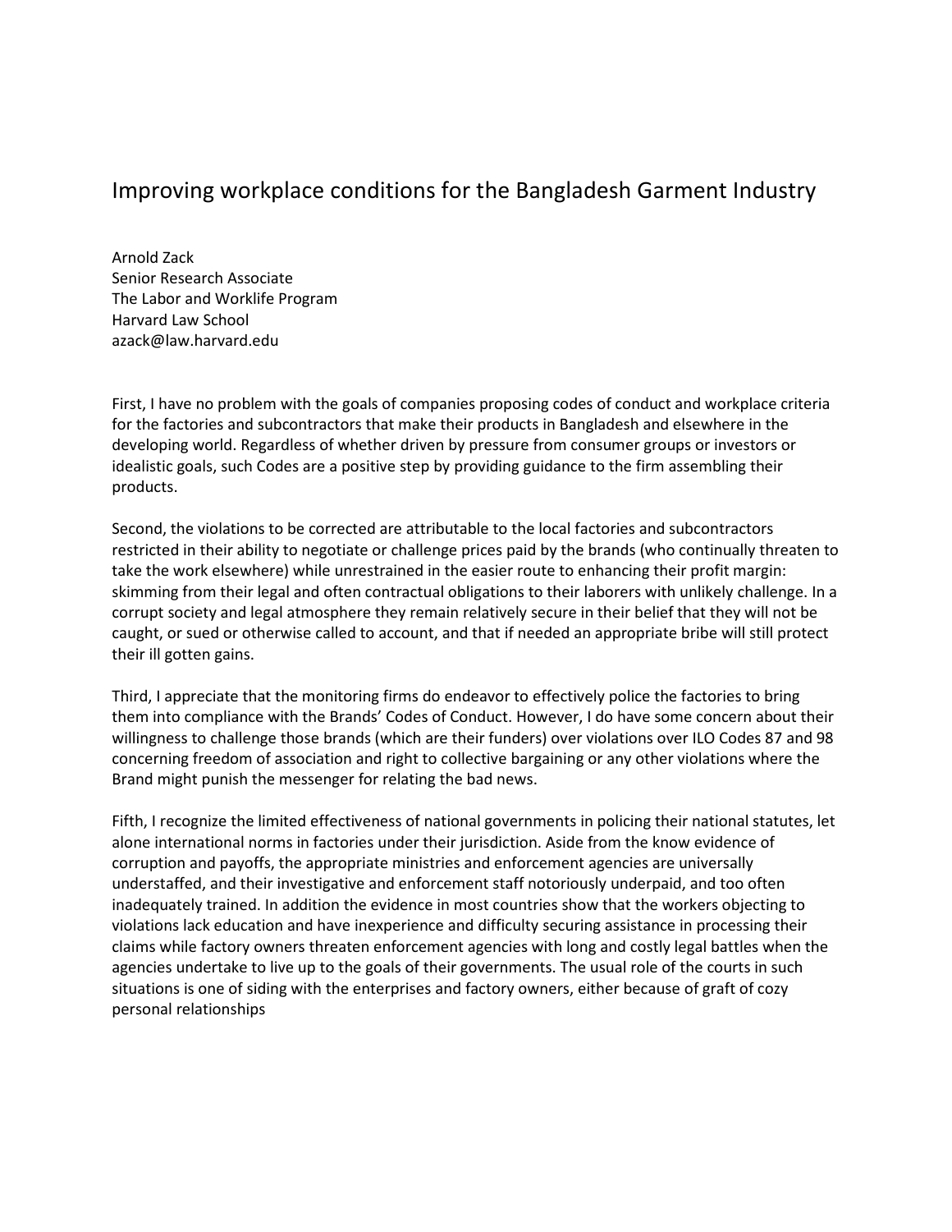# Improving workplace conditions for the Bangladesh Garment Industry

Arnold Zack
Senior Research Associate
The Labor and Worklife Program
Harvard Law School
azack@law.harvard.edu

First, I have no problem with the goals of companies proposing codes of conduct and workplace criteria for the factories and subcontractors that make their products in Bangladesh and elsewhere in the developing world. Regardless of whether driven by pressure from consumer groups or investors or idealistic goals, such Codes are a positive step by providing guidance to the firm assembling their products.

Second, the violations to be corrected are attributable to the local factories and subcontractors restricted in their ability to negotiate or challenge prices paid by the brands (who continually threaten to take the work elsewhere) while unrestrained in the easier route to enhancing their profit margin: skimming from their legal and often contractual obligations to their laborers with unlikely challenge. In a corrupt society and legal atmosphere they remain relatively secure in their belief that they will not be caught, or sued or otherwise called to account, and that if needed an appropriate bribe will still protect their ill gotten gains.

Third, I appreciate that the monitoring firms do endeavor to effectively police the factories to bring them into compliance with the Brands' Codes of Conduct. However, I do have some concern about their willingness to challenge those brands (which are their funders) over violations over ILO Codes 87 and 98 concerning freedom of association and right to collective bargaining or any other violations where the Brand might punish the messenger for relating the bad news.

Fifth, I recognize the limited effectiveness of national governments in policing their national statutes, let alone international norms in factories under their jurisdiction. Aside from the know evidence of corruption and payoffs, the appropriate ministries and enforcement agencies are universally understaffed, and their investigative and enforcement staff notoriously underpaid, and too often inadequately trained. In addition the evidence in most countries show that the workers objecting to violations lack education and have inexperience and difficulty securing assistance in processing their claims while factory owners threaten enforcement agencies with long and costly legal battles when the agencies undertake to live up to the goals of their governments. The usual role of the courts in such situations is one of siding with the enterprises and factory owners, either because of graft of cozy personal relationships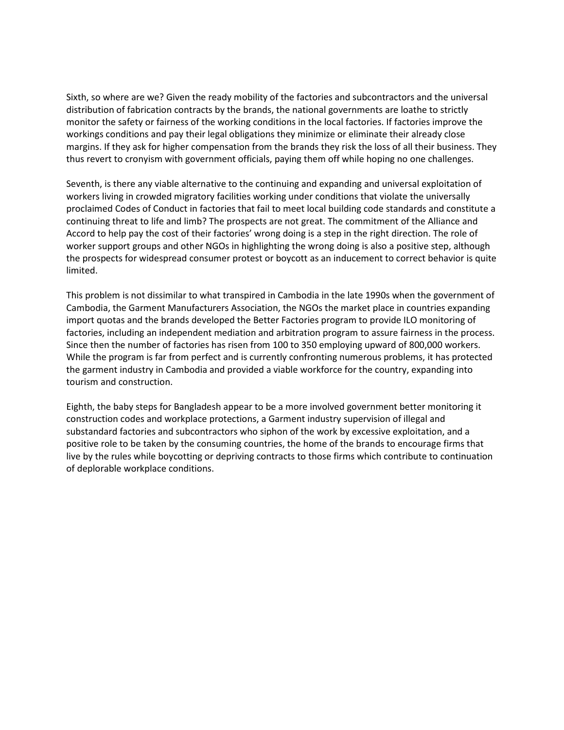Sixth, so where are we? Given the ready mobility of the factories and subcontractors and the universal distribution of fabrication contracts by the brands, the national governments are loathe to strictly monitor the safety or fairness of the working conditions in the local factories. If factories improve the workings conditions and pay their legal obligations they minimize or eliminate their already close margins. If they ask for higher compensation from the brands they risk the loss of all their business. They thus revert to cronyism with government officials, paying them off while hoping no one challenges.

Seventh, is there any viable alternative to the continuing and expanding and universal exploitation of workers living in crowded migratory facilities working under conditions that violate the universally proclaimed Codes of Conduct in factories that fail to meet local building code standards and constitute a continuing threat to life and limb? The prospects are not great. The commitment of the Alliance and Accord to help pay the cost of their factories' wrong doing is a step in the right direction. The role of worker support groups and other NGOs in highlighting the wrong doing is also a positive step, although the prospects for widespread consumer protest or boycott as an inducement to correct behavior is quite limited.

This problem is not dissimilar to what transpired in Cambodia in the late 1990s when the government of Cambodia, the Garment Manufacturers Association, the NGOs the market place in countries expanding import quotas and the brands developed the Better Factories program to provide ILO monitoring of factories, including an independent mediation and arbitration program to assure fairness in the process. Since then the number of factories has risen from 100 to 350 employing upward of 800,000 workers. While the program is far from perfect and is currently confronting numerous problems, it has protected the garment industry in Cambodia and provided a viable workforce for the country, expanding into tourism and construction.

Eighth, the baby steps for Bangladesh appear to be a more involved government better monitoring it construction codes and workplace protections, a Garment industry supervision of illegal and substandard factories and subcontractors who siphon of the work by excessive exploitation, and a positive role to be taken by the consuming countries, the home of the brands to encourage firms that live by the rules while boycotting or depriving contracts to those firms which contribute to continuation of deplorable workplace conditions.